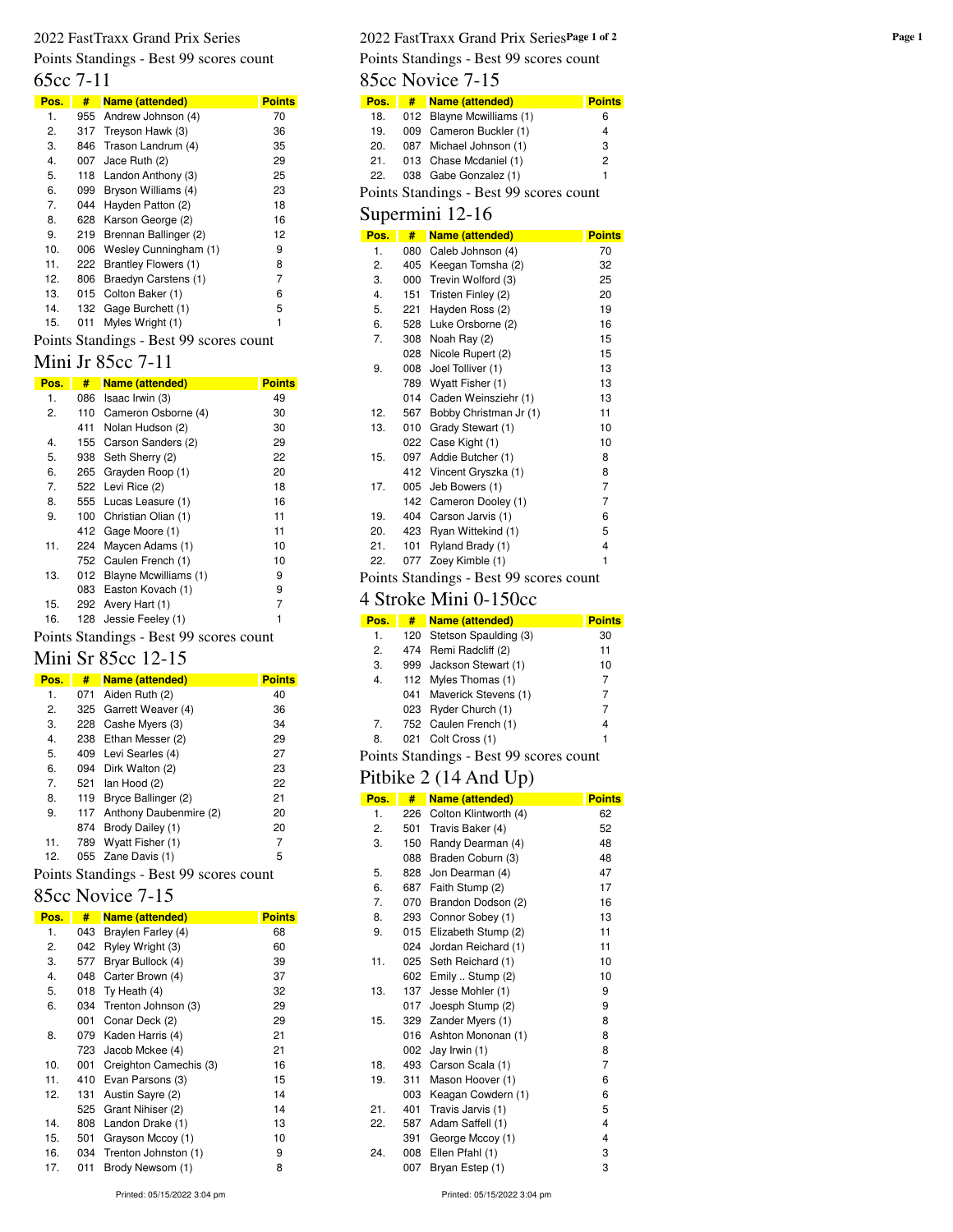2022 FastTraxx Grand Prix Series

Points Standings - Best 99 scores count

## 65cc 7-11

| Pos. | # | Name (attended) | Points |
|---|---|---|---|
| 1. | 955 | Andrew Johnson (4) | 70 |
| 2. | 317 | Treyson Hawk (3) | 36 |
| 3. | 846 | Trason Landrum (4) | 35 |
| 4. | 007 | Jace Ruth (2) | 29 |
| 5. | 118 | Landon Anthony (3) | 25 |
| 6. | 099 | Bryson Williams (4) | 23 |
| 7. | 044 | Hayden Patton (2) | 18 |
| 8. | 628 | Karson George (2) | 16 |
| 9. | 219 | Brennan Ballinger (2) | 12 |
| 10. | 006 | Wesley Cunningham (1) | 9 |
| 11. | 222 | Brantley Flowers (1) | 8 |
| 12. | 806 | Braedyn Carstens (1) | 7 |
| 13. | 015 | Colton Baker (1) | 6 |
| 14. | 132 | Gage Burchett (1) | 5 |
| 15. | 011 | Myles Wright (1) | 1 |

Points Standings - Best 99 scores count

## Mini Jr 85cc 7-11

| Pos. | # | Name (attended) | Points |
|---|---|---|---|
| 1. | 086 | Isaac Irwin (3) | 49 |
| 2. | 110 | Cameron Osborne (4) | 30 |
| | 411 | Nolan Hudson (2) | 30 |
| 4. | 155 | Carson Sanders (2) | 29 |
| 5. | 938 | Seth Sherry (2) | 22 |
| 6. | 265 | Grayden Roop (1) | 20 |
| 7. | 522 | Levi Rice (2) | 18 |
| 8. | 555 | Lucas Leasure (1) | 16 |
| 9. | 100 | Christian Olian (1) | 11 |
| | 412 | Gage Moore (1) | 11 |
| 11. | 224 | Maycen Adams (1) | 10 |
| | 752 | Caulen French (1) | 10 |
| 13. | 012 | Blayne Mcwilliams (1) | 9 |
| | 083 | Easton Kovach (1) | 9 |
| 15. | 292 | Avery Hart (1) | 7 |
| 16. | 128 | Jessie Feeley (1) | 1 |

Points Standings - Best 99 scores count

## Mini Sr 85cc 12-15

| Pos. | # | Name (attended) | Points |
|---|---|---|---|
| 1. | 071 | Aiden Ruth (2) | 40 |
| 2. | 325 | Garrett Weaver (4) | 36 |
| 3. | 228 | Cashe Myers (3) | 34 |
| 4. | 238 | Ethan Messer (2) | 29 |
| 5. | 409 | Levi Searles (4) | 27 |
| 6. | 094 | Dirk Walton (2) | 23 |
| 7. | 521 | Ian Hood (2) | 22 |
| 8. | 119 | Bryce Ballinger (2) | 21 |
| 9. | 117 | Anthony Daubenmire (2) | 20 |
| | 874 | Brody Dailey (2) | 20 |
| 11. | 789 | Wyatt Fisher (1) | 7 |
| 12. | 055 | Zane Davis (1) | 5 |

Points Standings - Best 99 scores count

## 85cc Novice 7-15

| Pos. | # | Name (attended) | Points |
|---|---|---|---|
| 1. | 043 | Braylen Farley (4) | 68 |
| 2. | 042 | Ryley Wright (3) | 60 |
| 3. | 577 | Bryar Bullock (4) | 39 |
| 4. | 048 | Carter Brown (4) | 37 |
| 5. | 018 | Ty Heath (4) | 32 |
| 6. | 034 | Trenton Johnson (3) | 29 |
| | 001 | Conar Deck (2) | 29 |
| 8. | 079 | Kaden Harris (4) | 21 |
| | 723 | Jacob Mckee (4) | 21 |
| 10. | 001 | Creighton Camechis (3) | 16 |
| 11. | 410 | Evan Parsons (3) | 15 |
| 12. | 131 | Austin Sayre (2) | 14 |
| | 525 | Grant Nihiser (2) | 14 |
| 14. | 808 | Landon Drake (1) | 13 |
| 15. | 501 | Grayson Mccoy (1) | 10 |
| 16. | 034 | Trenton Johnston (1) | 9 |
| 17. | 011 | Brody Newsom (1) | 8 |
| 18. | 012 | Blayne Mcwilliams (1) | 6 |
| 19. | 009 | Cameron Buckler (1) | 4 |
| 20. | 087 | Michael Johnson (1) | 3 |
| 21. | 013 | Chase Mcdaniel (1) | 2 |
| 22. | 038 | Gabe Gonzalez (1) | 1 |

Points Standings - Best 99 scores count

## Supermini 12-16

| Pos. | # | Name (attended) | Points |
|---|---|---|---|
| 1. | 080 | Caleb Johnson (4) | 70 |
| 2. | 405 | Keegan Tomsha (2) | 32 |
| 3. | 000 | Trevin Wolford (3) | 25 |
| 4. | 151 | Tristen Finley (2) | 20 |
| 5. | 221 | Hayden Ross (2) | 19 |
| 6. | 528 | Luke Orsborne (2) | 16 |
| 7. | 308 | Noah Ray (2) | 15 |
| | 028 | Nicole Rupert (2) | 15 |
| 9. | 008 | Joel Tolliver (1) | 13 |
| | 789 | Wyatt Fisher (1) | 13 |
| | 014 | Caden Weinsziehr (1) | 13 |
| 12. | 567 | Bobby Christman Jr (1) | 11 |
| 13. | 010 | Grady Stewart (1) | 10 |
| | 022 | Case Kight (1) | 10 |
| 15. | 097 | Addie Butcher (1) | 8 |
| | 412 | Vincent Gryszka (1) | 8 |
| 17. | 005 | Jeb Bowers (1) | 7 |
| | 142 | Cameron Dooley (1) | 7 |
| 19. | 404 | Carson Jarvis (1) | 6 |
| 20. | 423 | Ryan Wittekind (1) | 5 |
| 21. | 101 | Ryland Brady (1) | 4 |
| 22. | 077 | Zoey Kimble (1) | 1 |

Points Standings - Best 99 scores count

## 4 Stroke Mini 0-150cc

| Pos. | # | Name (attended) | Points |
|---|---|---|---|
| 1. | 120 | Stetson Spaulding (3) | 30 |
| 2. | 474 | Remi Radcliff (2) | 11 |
| 3. | 999 | Jackson Stewart (1) | 10 |
| 4. | 112 | Myles Thomas (1) | 7 |
| | 041 | Maverick Stevens (1) | 7 |
| | 023 | Ryder Church (1) | 7 |
| 7. | 752 | Caulen French (1) | 4 |
| 8. | 021 | Colt Cross (1) | 1 |

Points Standings - Best 99 scores count

## Pitbike 2 (14 And Up)

| Pos. | # | Name (attended) | Points |
|---|---|---|---|
| 1. | 226 | Colton Klintworth (4) | 62 |
| 2. | 501 | Travis Baker (4) | 52 |
| 3. | 150 | Randy Dearman (4) | 48 |
| | 088 | Braden Coburn (3) | 48 |
| 5. | 828 | Jon Dearman (4) | 47 |
| 6. | 687 | Faith Stump (2) | 17 |
| 7. | 070 | Brandon Dodson (2) | 16 |
| 8. | 293 | Connor Sobey (1) | 13 |
| 9. | 015 | Elizabeth Stump (2) | 11 |
| | 024 | Jordan Reichard (1) | 11 |
| 11. | 025 | Seth Reichard (1) | 10 |
| | 602 | Emily .. Stump (2) | 10 |
| 13. | 137 | Jesse Mohler (1) | 9 |
| | 017 | Joesph Stump (2) | 9 |
| 15. | 329 | Zander Myers (1) | 8 |
| | 016 | Ashton Mononan (1) | 8 |
| | 002 | Jay Irwin (1) | 8 |
| 18. | 493 | Carson Scala (1) | 7 |
| 19. | 311 | Mason Hoover (1) | 6 |
| | 003 | Keagan Cowdern (1) | 6 |
| 21. | 401 | Travis Jarvis (1) | 5 |
| 22. | 587 | Adam Saffell (1) | 4 |
| | 391 | George Mccoy (1) | 4 |
| 24. | 008 | Ellen Pfahl (1) | 3 |
| | 007 | Bryan Estep (1) | 3 |

Printed: 05/15/2022 3:04 pm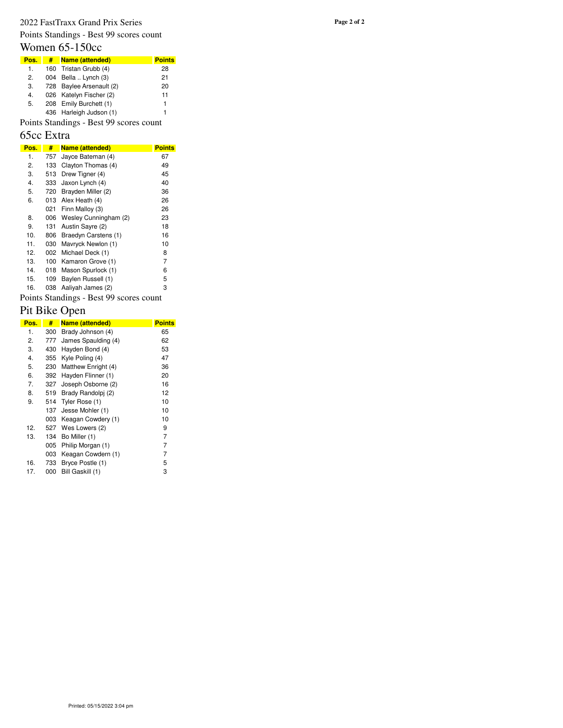2022 FastTraxx Grand Prix Series

Points Standings - Best 99 scores count

## Women 65-150cc

| Pos. | # | Name (attended) | Points |
|---|---|---|---|
| 1. | 160 | Tristan Grubb (4) | 28 |
| 2. | 004 | Bella .. Lynch (3) | 21 |
| 3. | 728 | Baylee Arsenault (2) | 20 |
| 4. | 026 | Katelyn Fischer (2) | 11 |
| 5. | 208 | Emily Burchett (1) | 1 |
| | 436 | Harleigh Judson (1) | 1 |

Points Standings - Best 99 scores count

## 65cc Extra

| Pos. | # | Name (attended) | Points |
|---|---|---|---|
| 1. | 757 | Jayce Bateman (4) | 67 |
| 2. | 133 | Clayton Thomas (4) | 49 |
| 3. | 513 | Drew Tigner (4) | 45 |
| 4. | 333 | Jaxon Lynch (4) | 40 |
| 5. | 720 | Brayden Miller (2) | 36 |
| 6. | 013 | Alex Heath (4) | 26 |
| | 021 | Finn Malloy (3) | 26 |
| 8. | 006 | Wesley Cunningham (2) | 23 |
| 9. | 131 | Austin Sayre (2) | 18 |
| 10. | 806 | Braedyn Carstens (1) | 16 |
| 11. | 030 | Mavryck Newlon (1) | 10 |
| 12. | 002 | Michael Deck (1) | 8 |
| 13. | 100 | Kamaron Grove (1) | 7 |
| 14. | 018 | Mason Spurlock (1) | 6 |
| 15. | 109 | Baylen Russell (1) | 5 |
| 16. | 038 | Aaliyah James (2) | 3 |

Points Standings - Best 99 scores count

## Pit Bike Open

| Pos. | # | Name (attended) | Points |
|---|---|---|---|
| 1. | 300 | Brady Johnson (4) | 65 |
| 2. | 777 | James Spaulding (4) | 62 |
| 3. | 430 | Hayden Bond (4) | 53 |
| 4. | 355 | Kyle Poling (4) | 47 |
| 5. | 230 | Matthew Enright (4) | 36 |
| 6. | 392 | Hayden Flinner (1) | 20 |
| 7. | 327 | Joseph Osborne (2) | 16 |
| 8. | 519 | Brady Randolpj (2) | 12 |
| 9. | 514 | Tyler Rose (1) | 10 |
| | 137 | Jesse Mohler (1) | 10 |
| | 003 | Keagan Cowdery (1) | 10 |
| 12. | 527 | Wes Lowers (2) | 9 |
| 13. | 134 | Bo Miller (1) | 7 |
| | 005 | Philip Morgan (1) | 7 |
| | 003 | Keagan Cowdern (1) | 7 |
| 16. | 733 | Bryce Postle (1) | 5 |
| 17. | 000 | Bill Gaskill (1) | 3 |

Printed: 05/15/2022 3:04 pm